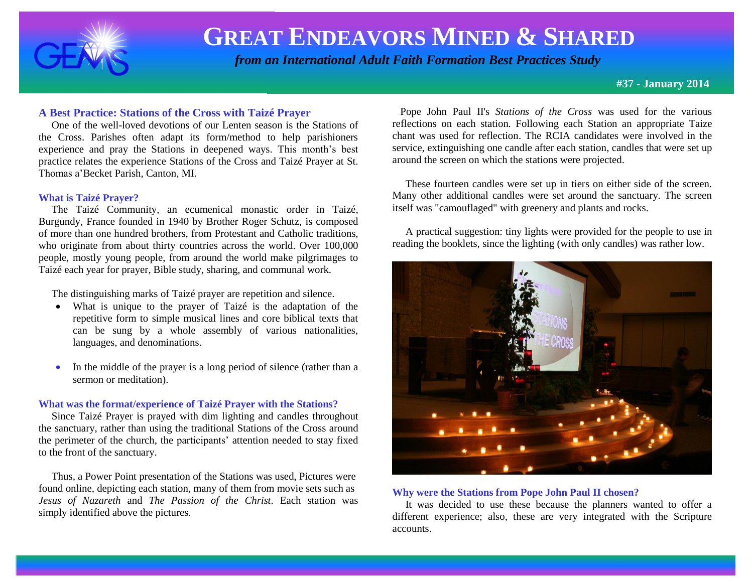# GREAT ENDEAVORS MINED & SHARED

*from an International Adult Faith Formation Best Practices Study*

**#37 - January 2014**

## A Best Practice: Stations of the Cross with Taizé Prayer

One of the well-loved devotions of our Lenten season is the Stations of the Cross. Parishes often adapt its form/method to help parishioners experience and pray the Stations in deepened ways. This month's best practice relates the experience Stations of the Cross and Taizé Prayer at St. Thomas a'Becket Parish, Canton, MI.

### What is Taizé Prayer?

The Taizé Community, an ecumenical monastic order in Taizé, Burgundy, France founded in 1940 by Brother Roger Schutz, is composed of more than one hundred brothers, from Protestant and Catholic traditions, who originate from about thirty countries across the world. Over 100,000 people, mostly young people, from around the world make pilgrimages to Taizé each year for prayer, Bible study, sharing, and communal work.

The distinguishing marks of Taizé prayer are repetition and silence.

- What is unique to the prayer of Taizé is the adaptation of the repetitive form to simple musical lines and core biblical texts that can be sung by a whole assembly of various nationalities, languages, and denominations.
- In the middle of the prayer is a long period of silence (rather than a sermon or meditation).

### What was the format/experience of Taizé Prayer with the Stations?

Since Taizé Prayer is prayed with dim lighting and candles throughout the sanctuary, rather than using the traditional Stations of the Cross around the perimeter of the church, the participants' attention needed to stay fixed to the front of the sanctuary.

Thus, a Power Point presentation of the Stations was used, Pictures were found online, depicting each station, many of them from movie sets such as *Jesus of Nazareth* and *The Passion of the Christ*. Each station was simply identified above the pictures.

Pope John Paul II's *Stations of the Cross* was used for the various reflections on each station. Following each Station an appropriate Taize chant was used for reflection. The RCIA candidates were involved in the service, extinguishing one candle after each station, candles that were set up around the screen on which the stations were projected.

These fourteen candles were set up in tiers on either side of the screen. Many other additional candles were set around the sanctuary. The screen itself was "camouflaged" with greenery and plants and rocks.

A practical suggestion: tiny lights were provided for the people to use in reading the booklets, since the lighting (with only candles) was rather low.

### Why were the Stations from Pope John Paul II chosen?

It was decided to use these because the planners wanted to offer a different experience; also, these are very integrated with the Scripture accounts.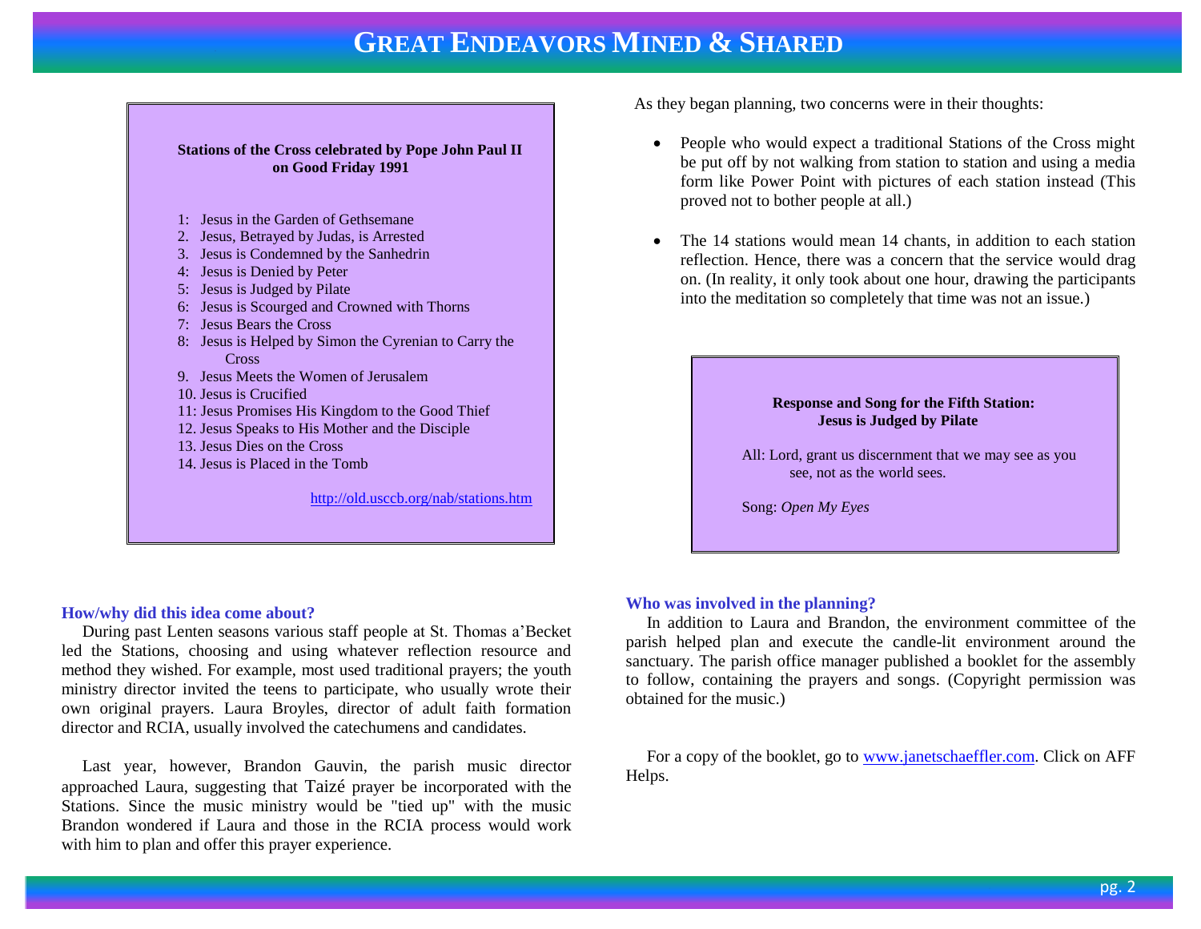**Stations of the Cross celebrated by Pope John Paul II on Good Friday 1991**

1: Jesus in the Garden of Gethsemane
2. Jesus, Betrayed by Judas, is Arrested
3. Jesus is Condemned by the Sanhedrin
4: Jesus is Denied by Peter
5: Jesus is Judged by Pilate
6: Jesus is Scourged and Crowned with Thorns
7: Jesus Bears the Cross
8: Jesus is Helped by Simon the Cyrenian to Carry the Cross
9. Jesus Meets the Women of Jerusalem
10. Jesus is Crucified
11: Jesus Promises His Kingdom to the Good Thief
12. Jesus Speaks to His Mother and the Disciple
13. Jesus Dies on the Cross
14. Jesus is Placed in the Tomb

http://old.usccb.org/nab/stations.htm

### How/why did this idea come about?

During past Lenten seasons various staff people at St. Thomas a'Becket led the Stations, choosing and using whatever reflection resource and method they wished. For example, most used traditional prayers; the youth ministry director invited the teens to participate, who usually wrote their own original prayers. Laura Broyles, director of adult faith formation director and RCIA, usually involved the catechumens and candidates.

Last year, however, Brandon Gauvin, the parish music director approached Laura, suggesting that Taizé prayer be incorporated with the Stations. Since the music ministry would be "tied up" with the music Brandon wondered if Laura and those in the RCIA process would work with him to plan and offer this prayer experience.

As they began planning, two concerns were in their thoughts:

- People who would expect a traditional Stations of the Cross might be put off by not walking from station to station and using a media form like Power Point with pictures of each station instead (This proved not to bother people at all.)
- The 14 stations would mean 14 chants, in addition to each station reflection. Hence, there was a concern that the service would drag on. (In reality, it only took about one hour, drawing the participants into the meditation so completely that time was not an issue.)

**Response and Song for the Fifth Station: Jesus is Judged by Pilate**

All: Lord, grant us discernment that we may see as you see, not as the world sees.

Song: *Open My Eyes*

### Who was involved in the planning?

In addition to Laura and Brandon, the environment committee of the parish helped plan and execute the candle-lit environment around the sanctuary. The parish office manager published a booklet for the assembly to follow, containing the prayers and songs. (Copyright permission was obtained for the music.)

For a copy of the booklet, go to www.janetschaeffler.com. Click on AFF Helps.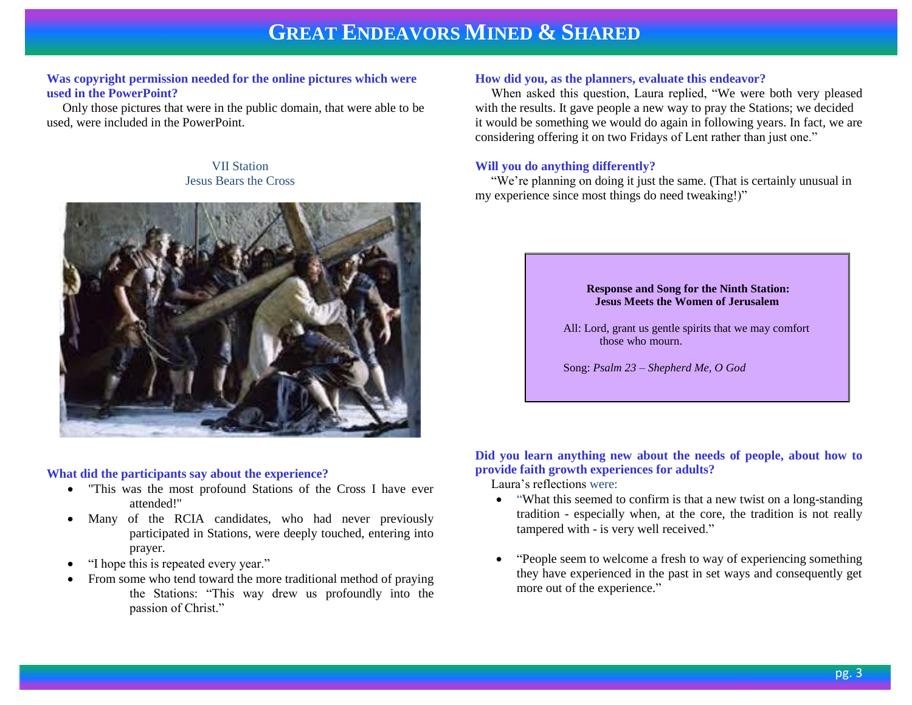**Was copyright permission needed for the online pictures which were used in the PowerPoint?**

Only those pictures that were in the public domain, that were able to be used, were included in the PowerPoint.

VII Station
Jesus Bears the Cross

**What did the participants say about the experience?**

- "This was the most profound Stations of the Cross I have ever attended!"
- Many of the RCIA candidates, who had never previously participated in Stations, were deeply touched, entering into prayer.
- "I hope this is repeated every year."
- From some who tend toward the more traditional method of praying the Stations: "This way drew us profoundly into the passion of Christ."

**How did you, as the planners, evaluate this endeavor?**

When asked this question, Laura replied, "We were both very pleased with the results. It gave people a new way to pray the Stations; we decided it would be something we would do again in following years. In fact, we are considering offering it on two Fridays of Lent rather than just one."

**Will you do anything differently?**

"We're planning on doing it just the same. (That is certainly unusual in my experience since most things do need tweaking!)"

**Response and Song for the Ninth Station: Jesus Meets the Women of Jerusalem**

All: Lord, grant us gentle spirits that we may comfort those who mourn.

Song: *Psalm 23 – Shepherd Me, O God*

**Did you learn anything new about the needs of people, about how to provide faith growth experiences for adults?**

Laura's reflections were:

- "What this seemed to confirm is that a new twist on a long-standing tradition - especially when, at the core, the tradition is not really tampered with - is very well received."
- "People seem to welcome a fresh to way of experiencing something they have experienced in the past in set ways and consequently get more out of the experience."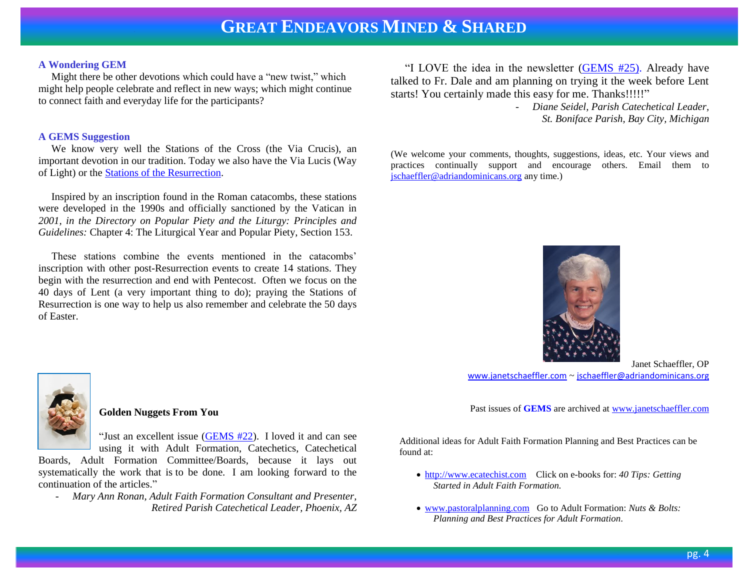# GREAT ENDEAVORS MINED & SHARED

**A Wondering GEM**

Might there be other devotions which could have a "new twist," which might help people celebrate and reflect in new ways; which might continue to connect faith and everyday life for the participants?

**A GEMS Suggestion**

We know very well the Stations of the Cross (the Via Crucis), an important devotion in our tradition. Today we also have the Via Lucis (Way of Light) or the Stations of the Resurrection.

Inspired by an inscription found in the Roman catacombs, these stations were developed in the 1990s and officially sanctioned by the Vatican in *2001, in the Directory on Popular Piety and the Liturgy: Principles and Guidelines:* Chapter 4: The Liturgical Year and Popular Piety, Section 153.

These stations combine the events mentioned in the catacombs' inscription with other post-Resurrection events to create 14 stations. They begin with the resurrection and end with Pentecost. Often we focus on the 40 days of Lent (a very important thing to do); praying the Stations of Resurrection is one way to help us also remember and celebrate the 50 days of Easter.

**Golden Nuggets From You**

"Just an excellent issue (GEMS #22). I loved it and can see using it with Adult Formation, Catechetics, Catechetical Boards, Adult Formation Committee/Boards, because it lays out systematically the work that is to be done. I am looking forward to the continuation of the articles."

- *Mary Ann Ronan, Adult Faith Formation Consultant and Presenter, Retired Parish Catechetical Leader, Phoenix, AZ*

"I LOVE the idea in the newsletter (GEMS #25). Already have talked to Fr. Dale and am planning on trying it the week before Lent starts! You certainly made this easy for me. Thanks!!!!!"

- *Diane Seidel, Parish Catechetical Leader, St. Boniface Parish, Bay City, Michigan*

(We welcome your comments, thoughts, suggestions, ideas, etc. Your views and practices continually support and encourage others. Email them to jschaeffler@adriandominicans.org any time.)

Janet Schaeffler, OP
www.janetschaeffler.com ~ jschaeffler@adriandominicans.org

Past issues of **GEMS** are archived at www.janetschaeffler.com

Additional ideas for Adult Faith Formation Planning and Best Practices can be found at:

- http://www.ecatechist.com Click on e-books for: *40 Tips: Getting Started in Adult Faith Formation.*
- www.pastoralplanning.com Go to Adult Formation: *Nuts & Bolts: Planning and Best Practices for Adult Formation*.